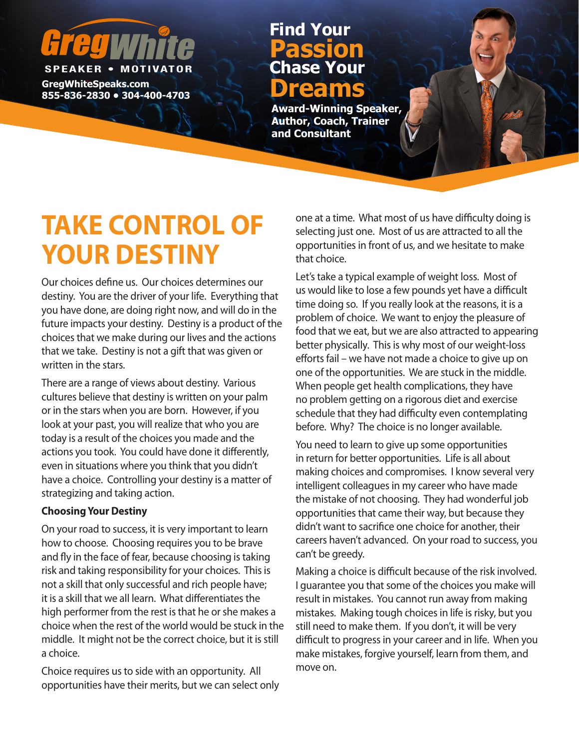**Greg White**

**SPEAKER • MOTIVATOR**

**GregWhiteSpeaks.com**
**855-836-2830 • 304-400-4703**

**Find Your Passion Chase Your Dreams**

**Award-Winning Speaker, Author, Coach, Trainer and Consultant**

# TAKE CONTROL OF YOUR DESTINY

Our choices define us. Our choices determines our destiny. You are the driver of your life. Everything that you have done, are doing right now, and will do in the future impacts your destiny. Destiny is a product of the choices that we make during our lives and the actions that we take. Destiny is not a gift that was given or written in the stars.

There are a range of views about destiny. Various cultures believe that destiny is written on your palm or in the stars when you are born. However, if you look at your past, you will realize that who you are today is a result of the choices you made and the actions you took. You could have done it differently, even in situations where you think that you didn't have a choice. Controlling your destiny is a matter of strategizing and taking action.

**Choosing Your Destiny**

On your road to success, it is very important to learn how to choose. Choosing requires you to be brave and fly in the face of fear, because choosing is taking risk and taking responsibility for your choices. This is not a skill that only successful and rich people have; it is a skill that we all learn. What differentiates the high performer from the rest is that he or she makes a choice when the rest of the world would be stuck in the middle. It might not be the correct choice, but it is still a choice.

Choice requires us to side with an opportunity. All opportunities have their merits, but we can select only one at a time. What most of us have difficulty doing is selecting just one. Most of us are attracted to all the opportunities in front of us, and we hesitate to make that choice.

Let's take a typical example of weight loss. Most of us would like to lose a few pounds yet have a difficult time doing so. If you really look at the reasons, it is a problem of choice. We want to enjoy the pleasure of food that we eat, but we are also attracted to appearing better physically. This is why most of our weight-loss efforts fail – we have not made a choice to give up on one of the opportunities. We are stuck in the middle. When people get health complications, they have no problem getting on a rigorous diet and exercise schedule that they had difficulty even contemplating before. Why? The choice is no longer available.

You need to learn to give up some opportunities in return for better opportunities. Life is all about making choices and compromises. I know several very intelligent colleagues in my career who have made the mistake of not choosing. They had wonderful job opportunities that came their way, but because they didn't want to sacrifice one choice for another, their careers haven't advanced. On your road to success, you can't be greedy.

Making a choice is difficult because of the risk involved. I guarantee you that some of the choices you make will result in mistakes. You cannot run away from making mistakes. Making tough choices in life is risky, but you still need to make them. If you don't, it will be very difficult to progress in your career and in life. When you make mistakes, forgive yourself, learn from them, and move on.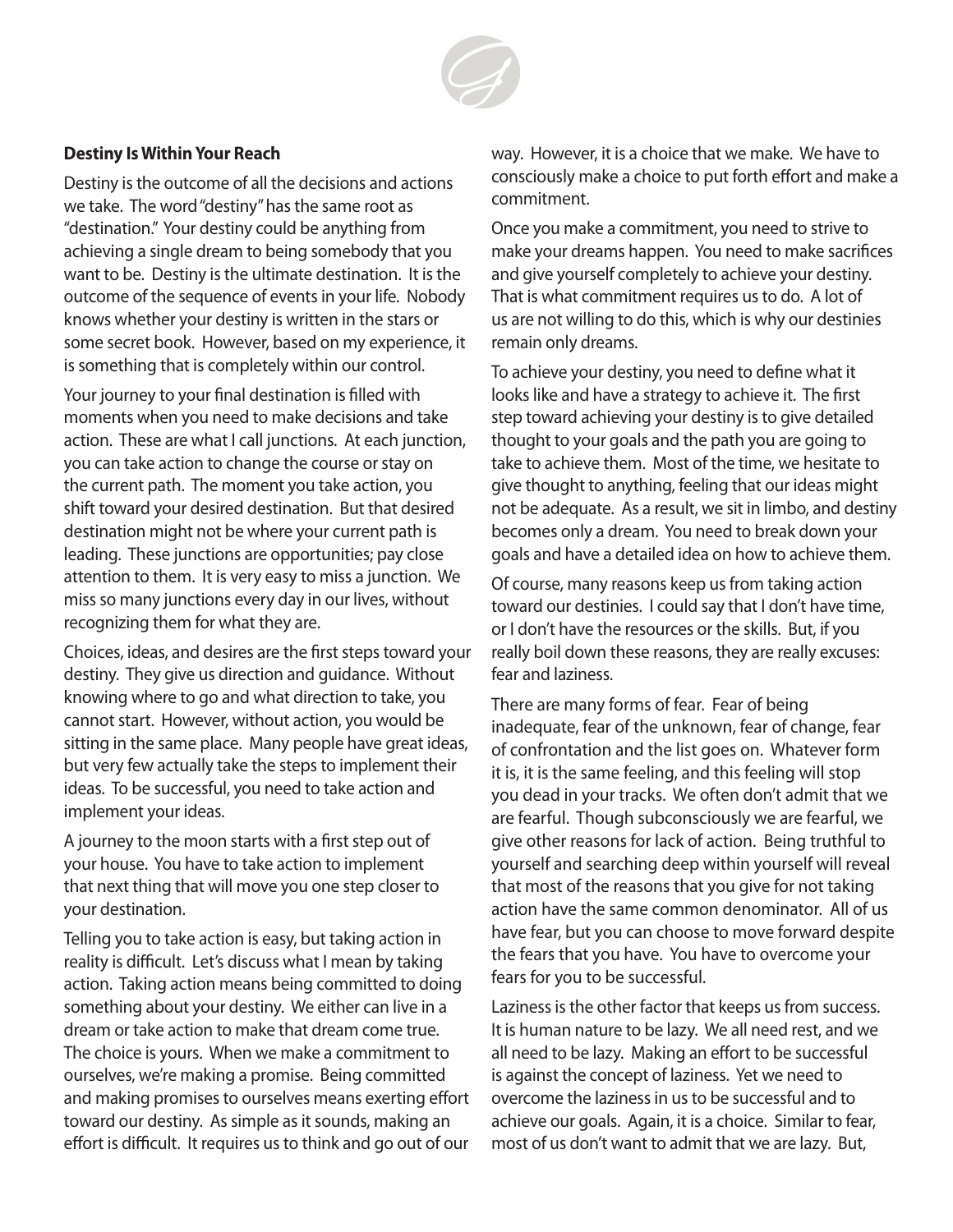**Destiny Is Within Your Reach**

Destiny is the outcome of all the decisions and actions we take. The word "destiny" has the same root as "destination." Your destiny could be anything from achieving a single dream to being somebody that you want to be. Destiny is the ultimate destination. It is the outcome of the sequence of events in your life. Nobody knows whether your destiny is written in the stars or some secret book. However, based on my experience, it is something that is completely within our control.

Your journey to your final destination is filled with moments when you need to make decisions and take action. These are what I call junctions. At each junction, you can take action to change the course or stay on the current path. The moment you take action, you shift toward your desired destination. But that desired destination might not be where your current path is leading. These junctions are opportunities; pay close attention to them. It is very easy to miss a junction. We miss so many junctions every day in our lives, without recognizing them for what they are.

Choices, ideas, and desires are the first steps toward your destiny. They give us direction and guidance. Without knowing where to go and what direction to take, you cannot start. However, without action, you would be sitting in the same place. Many people have great ideas, but very few actually take the steps to implement their ideas. To be successful, you need to take action and implement your ideas.

A journey to the moon starts with a first step out of your house. You have to take action to implement that next thing that will move you one step closer to your destination.

Telling you to take action is easy, but taking action in reality is difficult. Let's discuss what I mean by taking action. Taking action means being committed to doing something about your destiny. We either can live in a dream or take action to make that dream come true. The choice is yours. When we make a commitment to ourselves, we're making a promise. Being committed and making promises to ourselves means exerting effort toward our destiny. As simple as it sounds, making an effort is difficult. It requires us to think and go out of our way. However, it is a choice that we make. We have to consciously make a choice to put forth effort and make a commitment.

Once you make a commitment, you need to strive to make your dreams happen. You need to make sacrifices and give yourself completely to achieve your destiny. That is what commitment requires us to do. A lot of us are not willing to do this, which is why our destinies remain only dreams.

To achieve your destiny, you need to define what it looks like and have a strategy to achieve it. The first step toward achieving your destiny is to give detailed thought to your goals and the path you are going to take to achieve them. Most of the time, we hesitate to give thought to anything, feeling that our ideas might not be adequate. As a result, we sit in limbo, and destiny becomes only a dream. You need to break down your goals and have a detailed idea on how to achieve them.

Of course, many reasons keep us from taking action toward our destinies. I could say that I don't have time, or I don't have the resources or the skills. But, if you really boil down these reasons, they are really excuses: fear and laziness.

There are many forms of fear. Fear of being inadequate, fear of the unknown, fear of change, fear of confrontation and the list goes on. Whatever form it is, it is the same feeling, and this feeling will stop you dead in your tracks. We often don't admit that we are fearful. Though subconsciously we are fearful, we give other reasons for lack of action. Being truthful to yourself and searching deep within yourself will reveal that most of the reasons that you give for not taking action have the same common denominator. All of us have fear, but you can choose to move forward despite the fears that you have. You have to overcome your fears for you to be successful.

Laziness is the other factor that keeps us from success. It is human nature to be lazy. We all need rest, and we all need to be lazy. Making an effort to be successful is against the concept of laziness. Yet we need to overcome the laziness in us to be successful and to achieve our goals. Again, it is a choice. Similar to fear, most of us don't want to admit that we are lazy. But,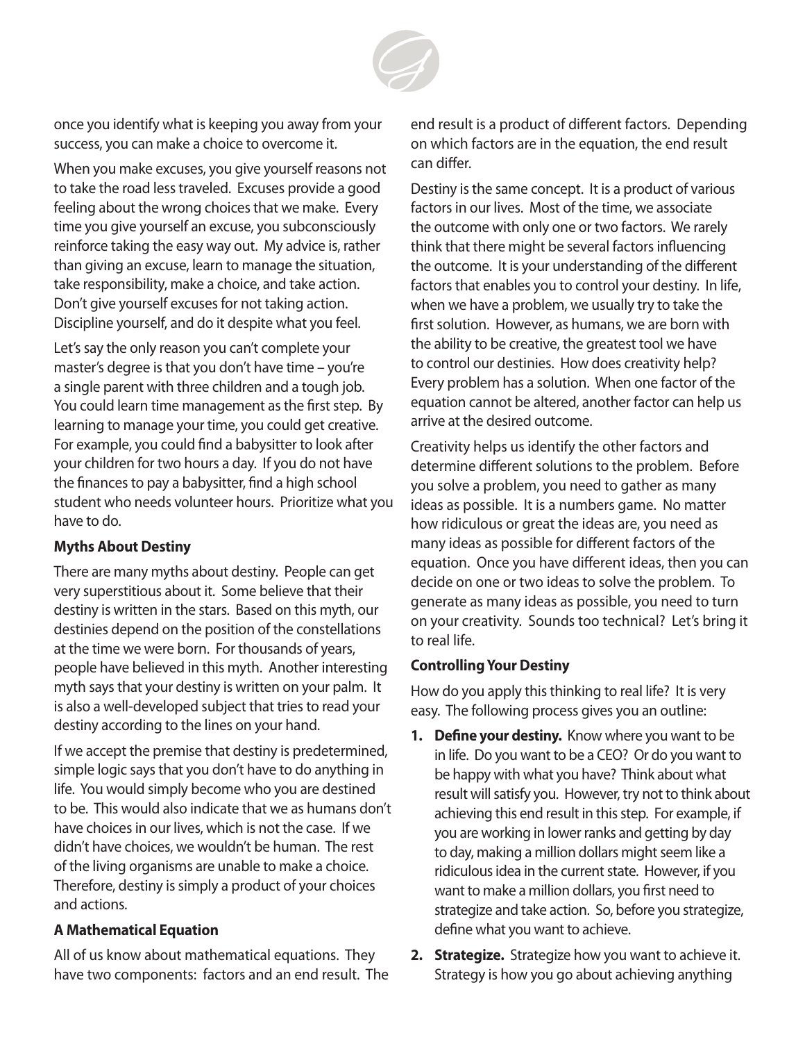once you identify what is keeping you away from your success, you can make a choice to overcome it.

When you make excuses, you give yourself reasons not to take the road less traveled. Excuses provide a good feeling about the wrong choices that we make. Every time you give yourself an excuse, you subconsciously reinforce taking the easy way out. My advice is, rather than giving an excuse, learn to manage the situation, take responsibility, make a choice, and take action. Don't give yourself excuses for not taking action. Discipline yourself, and do it despite what you feel.

Let's say the only reason you can't complete your master's degree is that you don't have time – you're a single parent with three children and a tough job. You could learn time management as the first step. By learning to manage your time, you could get creative. For example, you could find a babysitter to look after your children for two hours a day. If you do not have the finances to pay a babysitter, find a high school student who needs volunteer hours. Prioritize what you have to do.

**Myths About Destiny**

There are many myths about destiny. People can get very superstitious about it. Some believe that their destiny is written in the stars. Based on this myth, our destinies depend on the position of the constellations at the time we were born. For thousands of years, people have believed in this myth. Another interesting myth says that your destiny is written on your palm. It is also a well-developed subject that tries to read your destiny according to the lines on your hand.

If we accept the premise that destiny is predetermined, simple logic says that you don't have to do anything in life. You would simply become who you are destined to be. This would also indicate that we as humans don't have choices in our lives, which is not the case. If we didn't have choices, we wouldn't be human. The rest of the living organisms are unable to make a choice. Therefore, destiny is simply a product of your choices and actions.

**A Mathematical Equation**

All of us know about mathematical equations. They have two components: factors and an end result. The end result is a product of different factors. Depending on which factors are in the equation, the end result can differ.

Destiny is the same concept. It is a product of various factors in our lives. Most of the time, we associate the outcome with only one or two factors. We rarely think that there might be several factors influencing the outcome. It is your understanding of the different factors that enables you to control your destiny. In life, when we have a problem, we usually try to take the first solution. However, as humans, we are born with the ability to be creative, the greatest tool we have to control our destinies. How does creativity help? Every problem has a solution. When one factor of the equation cannot be altered, another factor can help us arrive at the desired outcome.

Creativity helps us identify the other factors and determine different solutions to the problem. Before you solve a problem, you need to gather as many ideas as possible. It is a numbers game. No matter how ridiculous or great the ideas are, you need as many ideas as possible for different factors of the equation. Once you have different ideas, then you can decide on one or two ideas to solve the problem. To generate as many ideas as possible, you need to turn on your creativity. Sounds too technical? Let's bring it to real life.

**Controlling Your Destiny**

How do you apply this thinking to real life? It is very easy. The following process gives you an outline:

1. **Define your destiny.** Know where you want to be in life. Do you want to be a CEO? Or do you want to be happy with what you have? Think about what result will satisfy you. However, try not to think about achieving this end result in this step. For example, if you are working in lower ranks and getting by day to day, making a million dollars might seem like a ridiculous idea in the current state. However, if you want to make a million dollars, you first need to strategize and take action. So, before you strategize, define what you want to achieve.
2. **Strategize.** Strategize how you want to achieve it. Strategy is how you go about achieving anything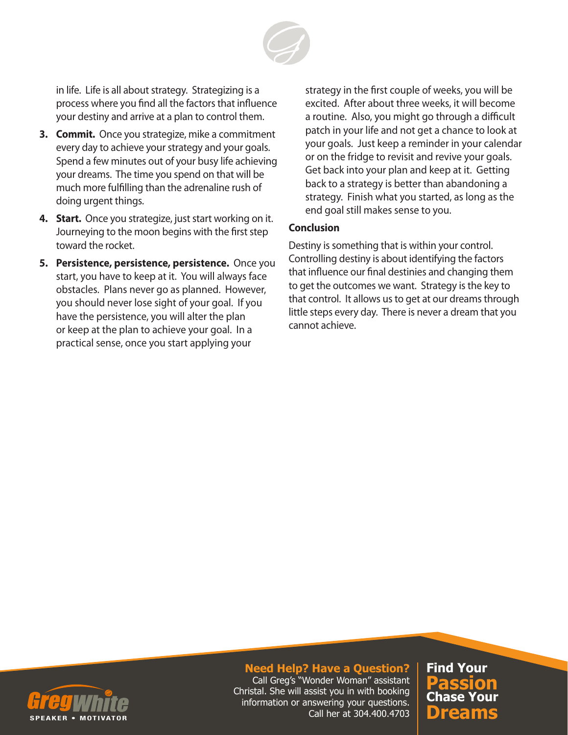in life. Life is all about strategy. Strategizing is a process where you find all the factors that influence your destiny and arrive at a plan to control them.

3. **Commit.** Once you strategize, mike a commitment every day to achieve your strategy and your goals. Spend a few minutes out of your busy life achieving your dreams. The time you spend on that will be much more fulfilling than the adrenaline rush of doing urgent things.
4. **Start.** Once you strategize, just start working on it. Journeying to the moon begins with the first step toward the rocket.
5. **Persistence, persistence, persistence.** Once you start, you have to keep at it. You will always face obstacles. Plans never go as planned. However, you should never lose sight of your goal. If you have the persistence, you will alter the plan or keep at the plan to achieve your goal. In a practical sense, once you start applying your strategy in the first couple of weeks, you will be excited. After about three weeks, it will become a routine. Also, you might go through a difficult patch in your life and not get a chance to look at your goals. Just keep a reminder in your calendar or on the fridge to revisit and revive your goals. Get back into your plan and keep at it. Getting back to a strategy is better than abandoning a strategy. Finish what you started, as long as the end goal still makes sense to you.

**Conclusion**

Destiny is something that is within your control. Controlling destiny is about identifying the factors that influence our final destinies and changing them to get the outcomes we want. Strategy is the key to that control. It allows us to get at our dreams through little steps every day. There is never a dream that you cannot achieve.

**Need Help? Have a Question?**
Call Greg's "Wonder Woman" assistant Christal. She will assist you in with booking information or answering your questions. Call her at 304.400.4703

Greg White
SPEAKER • MOTIVATOR

**Find Your Passion Chase Your Dreams**